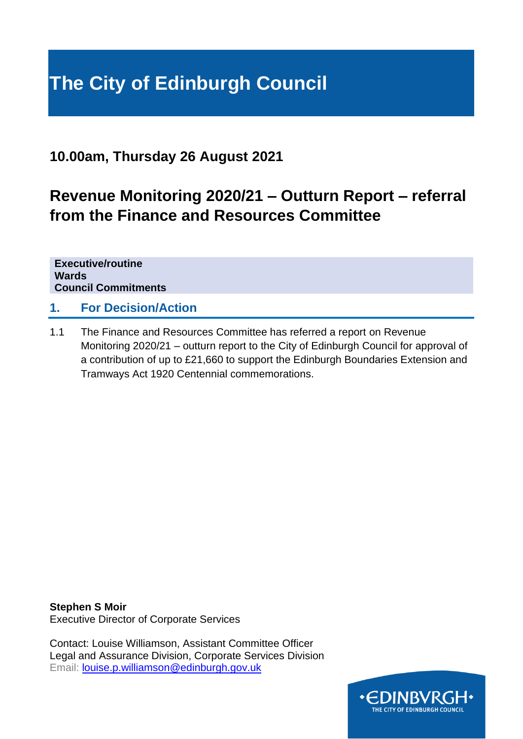# The City of Edinburgh Council

## 10.00am, Thursday 26 August 2021

## Revenue Monitoring 2020/21 – Outturn Report – referral from the Finance and Resources Committee

**Executive/routine**
**Wards**
**Council Commitments**

## 1. For Decision/Action

1.1 The Finance and Resources Committee has referred a report on Revenue Monitoring 2020/21 – outturn report to the City of Edinburgh Council for approval of a contribution of up to £21,660 to support the Edinburgh Boundaries Extension and Tramways Act 1920 Centennial commemorations.

**Stephen S Moir**
Executive Director of Corporate Services

Contact: Louise Williamson, Assistant Committee Officer
Legal and Assurance Division, Corporate Services Division
Email: louise.p.williamson@edinburgh.gov.uk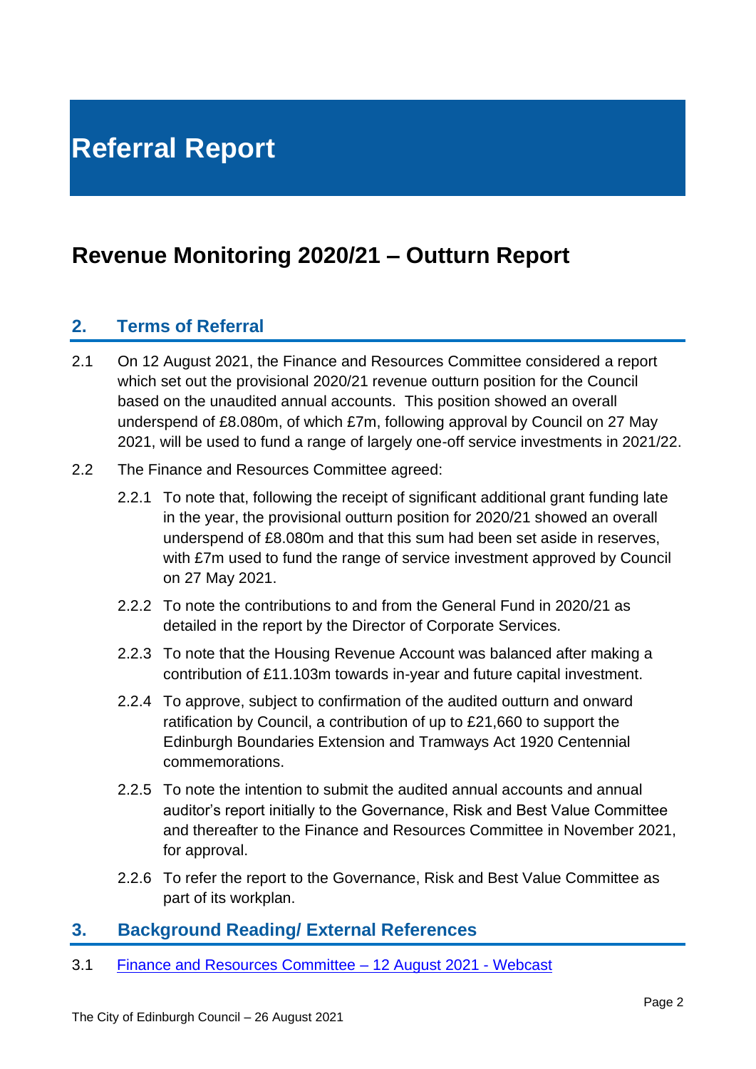# Referral Report

## Revenue Monitoring 2020/21 – Outturn Report

### 2. Terms of Referral

2.1 On 12 August 2021, the Finance and Resources Committee considered a report which set out the provisional 2020/21 revenue outturn position for the Council based on the unaudited annual accounts. This position showed an overall underspend of £8.080m, of which £7m, following approval by Council on 27 May 2021, will be used to fund a range of largely one-off service investments in 2021/22.

2.2 The Finance and Resources Committee agreed:

2.2.1 To note that, following the receipt of significant additional grant funding late in the year, the provisional outturn position for 2020/21 showed an overall underspend of £8.080m and that this sum had been set aside in reserves, with £7m used to fund the range of service investment approved by Council on 27 May 2021.

2.2.2 To note the contributions to and from the General Fund in 2020/21 as detailed in the report by the Director of Corporate Services.

2.2.3 To note that the Housing Revenue Account was balanced after making a contribution of £11.103m towards in-year and future capital investment.

2.2.4 To approve, subject to confirmation of the audited outturn and onward ratification by Council, a contribution of up to £21,660 to support the Edinburgh Boundaries Extension and Tramways Act 1920 Centennial commemorations.

2.2.5 To note the intention to submit the audited annual accounts and annual auditor's report initially to the Governance, Risk and Best Value Committee and thereafter to the Finance and Resources Committee in November 2021, for approval.

2.2.6 To refer the report to the Governance, Risk and Best Value Committee as part of its workplan.

### 3. Background Reading/ External References

3.1 [Finance and Resources Committee – 12 August 2021 - Webcast]

The City of Edinburgh Council – 26 August 2021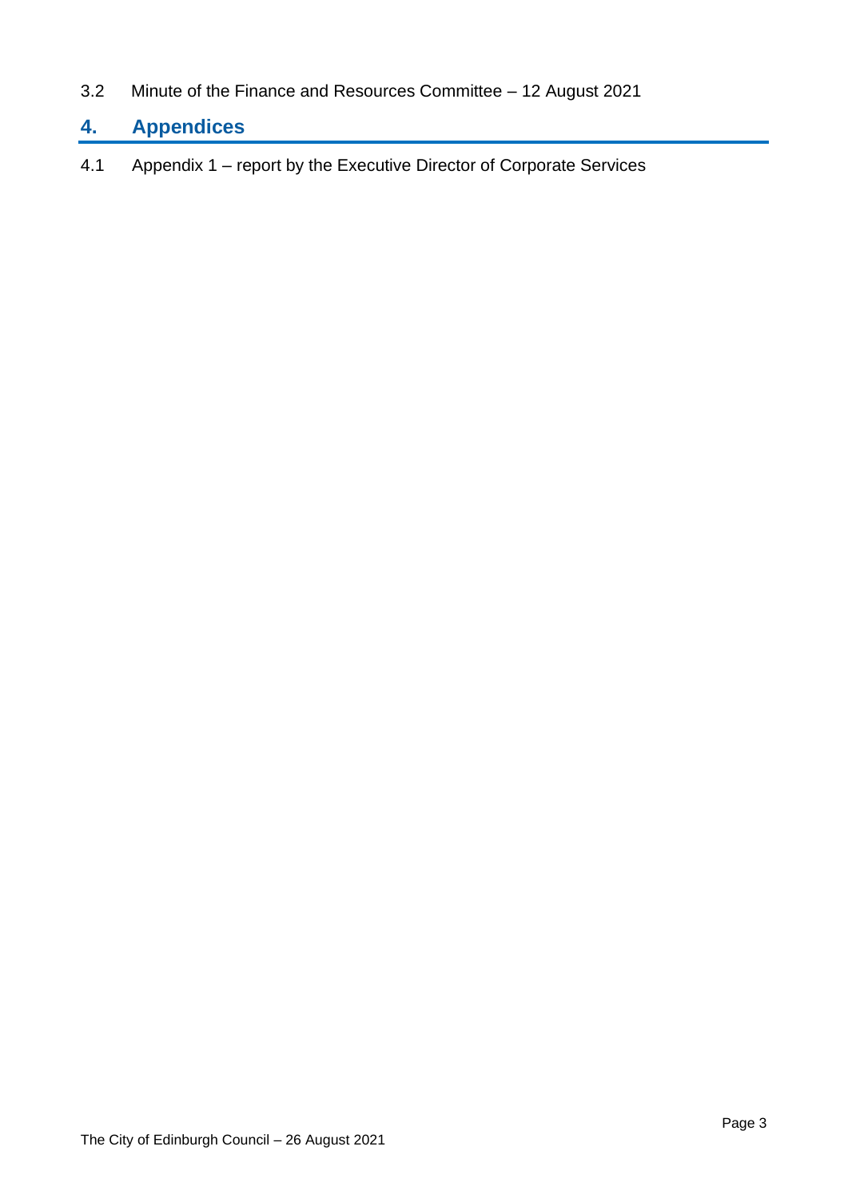3.2 Minute of the Finance and Resources Committee – 12 August 2021

## 4. Appendices

4.1 Appendix 1 – report by the Executive Director of Corporate Services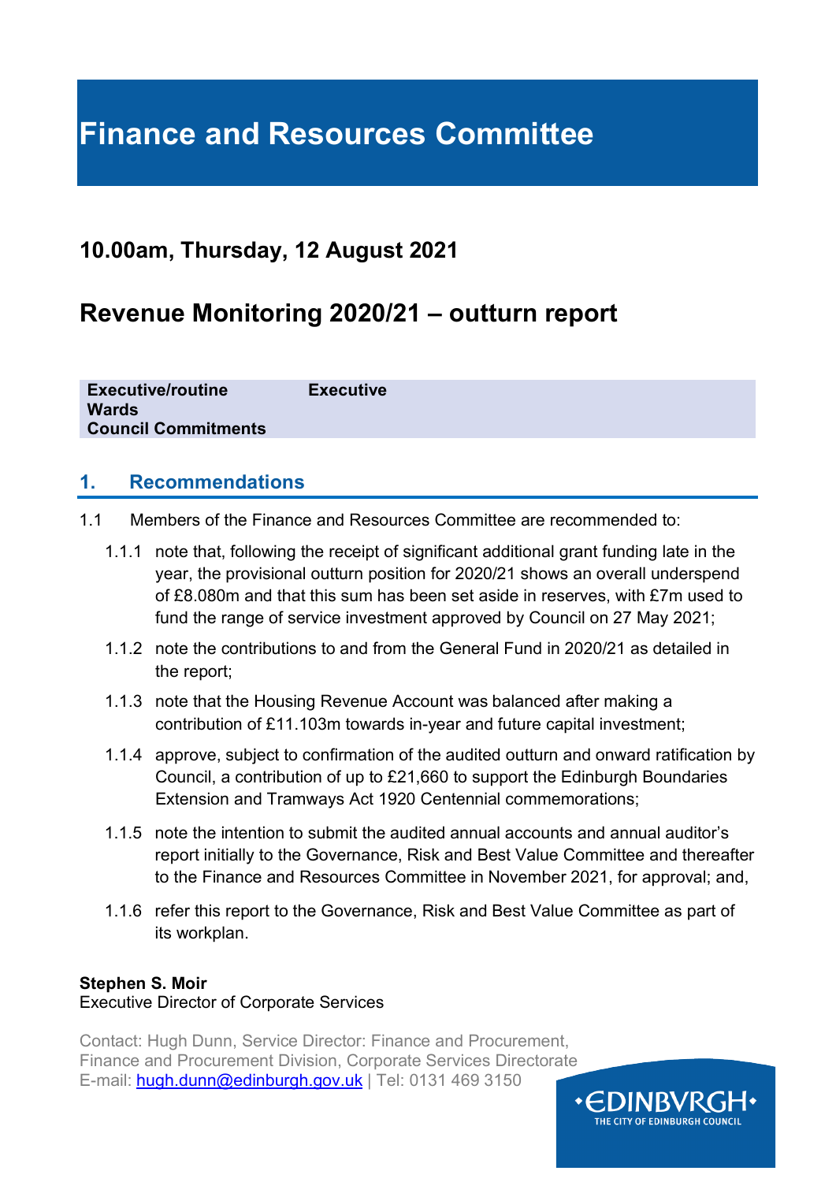# Finance and Resources Committee

## 10.00am, Thursday, 12 August 2021

## Revenue Monitoring 2020/21 – outturn report

| | |
|---|---|
| **Executive/routine** | **Executive** |
| **Wards** | |
| **Council Commitments** | |

## 1. Recommendations

1.1 Members of the Finance and Resources Committee are recommended to:

1.1.1 note that, following the receipt of significant additional grant funding late in the year, the provisional outturn position for 2020/21 shows an overall underspend of £8.080m and that this sum has been set aside in reserves, with £7m used to fund the range of service investment approved by Council on 27 May 2021;

1.1.2 note the contributions to and from the General Fund in 2020/21 as detailed in the report;

1.1.3 note that the Housing Revenue Account was balanced after making a contribution of £11.103m towards in-year and future capital investment;

1.1.4 approve, subject to confirmation of the audited outturn and onward ratification by Council, a contribution of up to £21,660 to support the Edinburgh Boundaries Extension and Tramways Act 1920 Centennial commemorations;

1.1.5 note the intention to submit the audited annual accounts and annual auditor's report initially to the Governance, Risk and Best Value Committee and thereafter to the Finance and Resources Committee in November 2021, for approval; and,

1.1.6 refer this report to the Governance, Risk and Best Value Committee as part of its workplan.

**Stephen S. Moir**
Executive Director of Corporate Services

Contact: Hugh Dunn, Service Director: Finance and Procurement,
Finance and Procurement Division, Corporate Services Directorate
E-mail: hugh.dunn@edinburgh.gov.uk | Tel: 0131 469 3150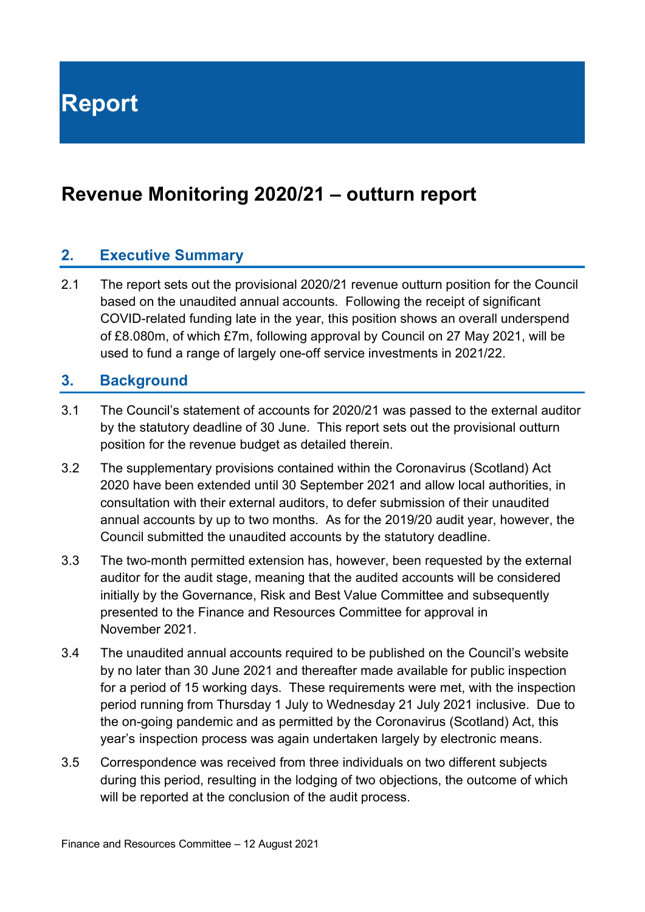# Report

## Revenue Monitoring 2020/21 – outturn report

### 2. Executive Summary

2.1 The report sets out the provisional 2020/21 revenue outturn position for the Council based on the unaudited annual accounts. Following the receipt of significant COVID-related funding late in the year, this position shows an overall underspend of £8.080m, of which £7m, following approval by Council on 27 May 2021, will be used to fund a range of largely one-off service investments in 2021/22.

### 3. Background

3.1 The Council's statement of accounts for 2020/21 was passed to the external auditor by the statutory deadline of 30 June. This report sets out the provisional outturn position for the revenue budget as detailed therein.

3.2 The supplementary provisions contained within the Coronavirus (Scotland) Act 2020 have been extended until 30 September 2021 and allow local authorities, in consultation with their external auditors, to defer submission of their unaudited annual accounts by up to two months. As for the 2019/20 audit year, however, the Council submitted the unaudited accounts by the statutory deadline.

3.3 The two-month permitted extension has, however, been requested by the external auditor for the audit stage, meaning that the audited accounts will be considered initially by the Governance, Risk and Best Value Committee and subsequently presented to the Finance and Resources Committee for approval in November 2021.

3.4 The unaudited annual accounts required to be published on the Council's website by no later than 30 June 2021 and thereafter made available for public inspection for a period of 15 working days. These requirements were met, with the inspection period running from Thursday 1 July to Wednesday 21 July 2021 inclusive. Due to the on-going pandemic and as permitted by the Coronavirus (Scotland) Act, this year's inspection process was again undertaken largely by electronic means.

3.5 Correspondence was received from three individuals on two different subjects during this period, resulting in the lodging of two objections, the outcome of which will be reported at the conclusion of the audit process.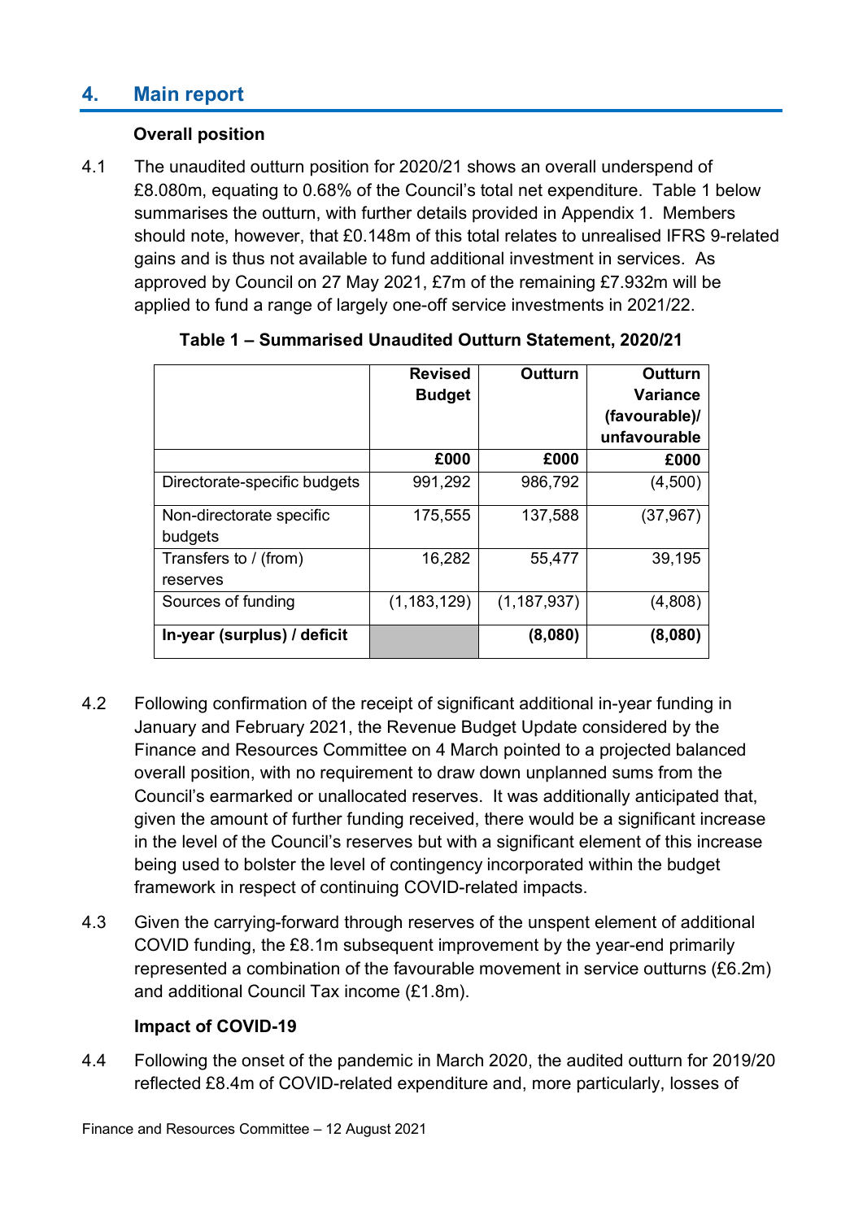## 4. Main report

**Overall position**

4.1 The unaudited outturn position for 2020/21 shows an overall underspend of £8.080m, equating to 0.68% of the Council's total net expenditure. Table 1 below summarises the outturn, with further details provided in Appendix 1. Members should note, however, that £0.148m of this total relates to unrealised IFRS 9-related gains and is thus not available to fund additional investment in services. As approved by Council on 27 May 2021, £7m of the remaining £7.932m will be applied to fund a range of largely one-off service investments in 2021/22.

**Table 1 – Summarised Unaudited Outturn Statement, 2020/21**

| | Revised Budget | Outturn | Outturn Variance (favourable)/ unfavourable |
|---|---|---|---|
| | £000 | £000 | £000 |
| Directorate-specific budgets | 991,292 | 986,792 | (4,500) |
| Non-directorate specific budgets | 175,555 | 137,588 | (37,967) |
| Transfers to / (from) reserves | 16,282 | 55,477 | 39,195 |
| Sources of funding | (1,183,129) | (1,187,937) | (4,808) |
| **In-year (surplus) / deficit** | | **(8,080)** | **(8,080)** |

4.2 Following confirmation of the receipt of significant additional in-year funding in January and February 2021, the Revenue Budget Update considered by the Finance and Resources Committee on 4 March pointed to a projected balanced overall position, with no requirement to draw down unplanned sums from the Council's earmarked or unallocated reserves. It was additionally anticipated that, given the amount of further funding received, there would be a significant increase in the level of the Council's reserves but with a significant element of this increase being used to bolster the level of contingency incorporated within the budget framework in respect of continuing COVID-related impacts.

4.3 Given the carrying-forward through reserves of the unspent element of additional COVID funding, the £8.1m subsequent improvement by the year-end primarily represented a combination of the favourable movement in service outturns (£6.2m) and additional Council Tax income (£1.8m).

**Impact of COVID-19**

4.4 Following the onset of the pandemic in March 2020, the audited outturn for 2019/20 reflected £8.4m of COVID-related expenditure and, more particularly, losses of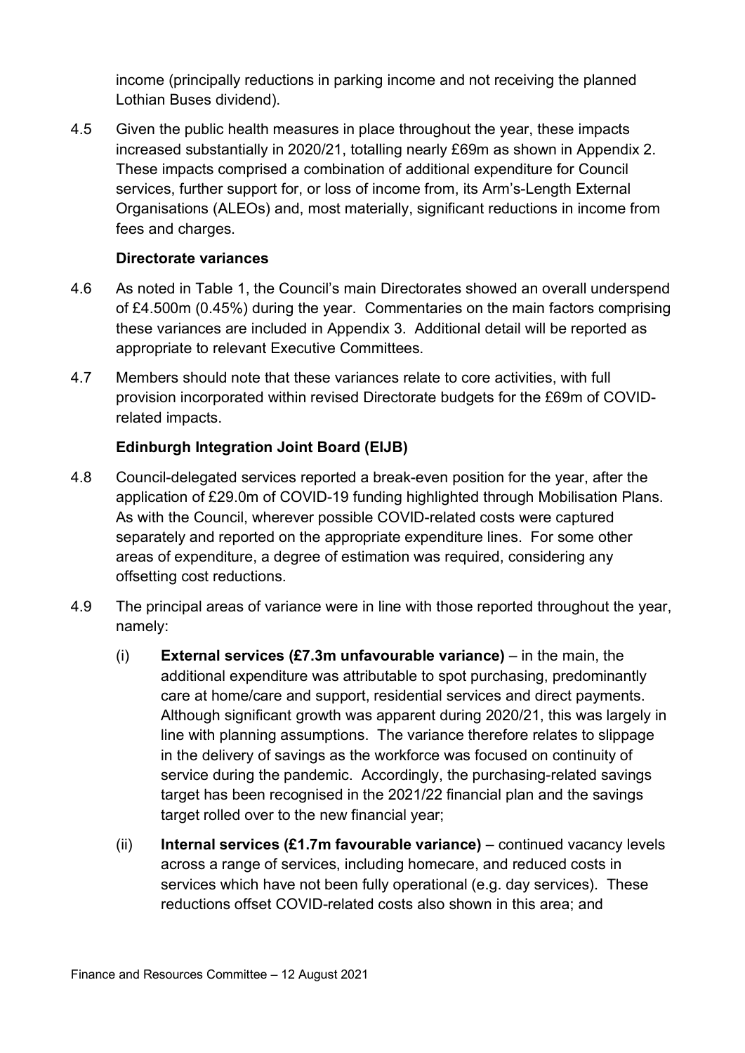income (principally reductions in parking income and not receiving the planned Lothian Buses dividend).

4.5 Given the public health measures in place throughout the year, these impacts increased substantially in 2020/21, totalling nearly £69m as shown in Appendix 2. These impacts comprised a combination of additional expenditure for Council services, further support for, or loss of income from, its Arm's-Length External Organisations (ALEOs) and, most materially, significant reductions in income from fees and charges.

### Directorate variances

4.6 As noted in Table 1, the Council's main Directorates showed an overall underspend of £4.500m (0.45%) during the year. Commentaries on the main factors comprising these variances are included in Appendix 3. Additional detail will be reported as appropriate to relevant Executive Committees.

4.7 Members should note that these variances relate to core activities, with full provision incorporated within revised Directorate budgets for the £69m of COVID-related impacts.

### Edinburgh Integration Joint Board (EIJB)

4.8 Council-delegated services reported a break-even position for the year, after the application of £29.0m of COVID-19 funding highlighted through Mobilisation Plans. As with the Council, wherever possible COVID-related costs were captured separately and reported on the appropriate expenditure lines. For some other areas of expenditure, a degree of estimation was required, considering any offsetting cost reductions.

4.9 The principal areas of variance were in line with those reported throughout the year, namely:

(i) **External services (£7.3m unfavourable variance)** – in the main, the additional expenditure was attributable to spot purchasing, predominantly care at home/care and support, residential services and direct payments. Although significant growth was apparent during 2020/21, this was largely in line with planning assumptions. The variance therefore relates to slippage in the delivery of savings as the workforce was focused on continuity of service during the pandemic. Accordingly, the purchasing-related savings target has been recognised in the 2021/22 financial plan and the savings target rolled over to the new financial year;

(ii) **Internal services (£1.7m favourable variance)** – continued vacancy levels across a range of services, including homecare, and reduced costs in services which have not been fully operational (e.g. day services). These reductions offset COVID-related costs also shown in this area; and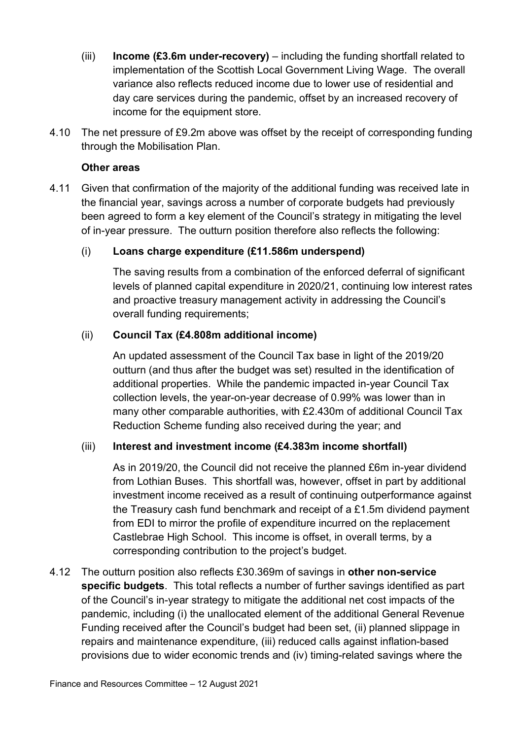(iii) **Income (£3.6m under-recovery)** – including the funding shortfall related to implementation of the Scottish Local Government Living Wage. The overall variance also reflects reduced income due to lower use of residential and day care services during the pandemic, offset by an increased recovery of income for the equipment store.

4.10 The net pressure of £9.2m above was offset by the receipt of corresponding funding through the Mobilisation Plan.

**Other areas**

4.11 Given that confirmation of the majority of the additional funding was received late in the financial year, savings across a number of corporate budgets had previously been agreed to form a key element of the Council's strategy in mitigating the level of in-year pressure. The outturn position therefore also reflects the following:

(i) **Loans charge expenditure (£11.586m underspend)**

The saving results from a combination of the enforced deferral of significant levels of planned capital expenditure in 2020/21, continuing low interest rates and proactive treasury management activity in addressing the Council's overall funding requirements;

(ii) **Council Tax (£4.808m additional income)**

An updated assessment of the Council Tax base in light of the 2019/20 outturn (and thus after the budget was set) resulted in the identification of additional properties. While the pandemic impacted in-year Council Tax collection levels, the year-on-year decrease of 0.99% was lower than in many other comparable authorities, with £2.430m of additional Council Tax Reduction Scheme funding also received during the year; and

(iii) **Interest and investment income (£4.383m income shortfall)**

As in 2019/20, the Council did not receive the planned £6m in-year dividend from Lothian Buses. This shortfall was, however, offset in part by additional investment income received as a result of continuing outperformance against the Treasury cash fund benchmark and receipt of a £1.5m dividend payment from EDI to mirror the profile of expenditure incurred on the replacement Castlebrae High School. This income is offset, in overall terms, by a corresponding contribution to the project's budget.

4.12 The outturn position also reflects £30.369m of savings in **other non-service specific budgets**. This total reflects a number of further savings identified as part of the Council's in-year strategy to mitigate the additional net cost impacts of the pandemic, including (i) the unallocated element of the additional General Revenue Funding received after the Council's budget had been set, (ii) planned slippage in repairs and maintenance expenditure, (iii) reduced calls against inflation-based provisions due to wider economic trends and (iv) timing-related savings where the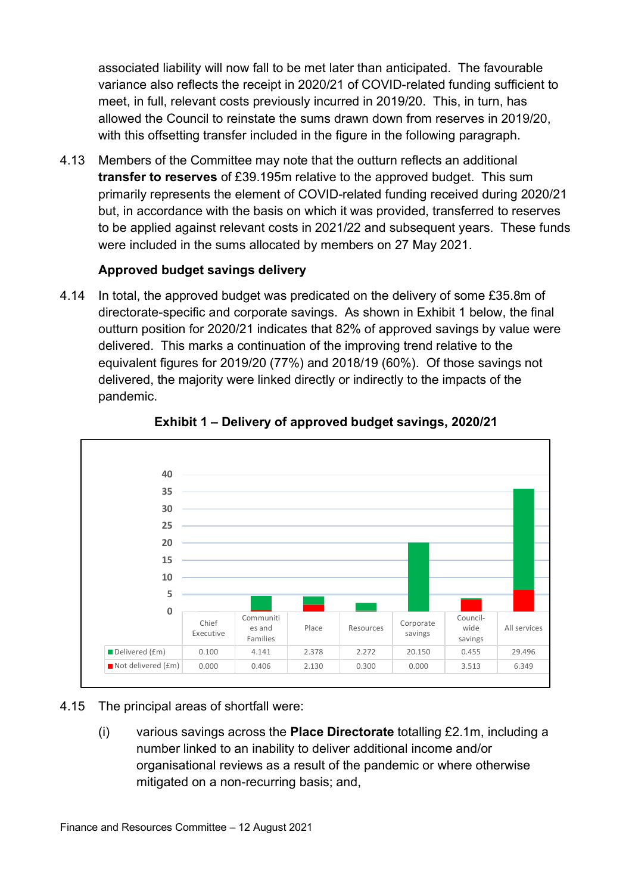associated liability will now fall to be met later than anticipated. The favourable variance also reflects the receipt in 2020/21 of COVID-related funding sufficient to meet, in full, relevant costs previously incurred in 2019/20. This, in turn, has allowed the Council to reinstate the sums drawn down from reserves in 2019/20, with this offsetting transfer included in the figure in the following paragraph.

4.13 Members of the Committee may note that the outturn reflects an additional **transfer to reserves** of £39.195m relative to the approved budget. This sum primarily represents the element of COVID-related funding received during 2020/21 but, in accordance with the basis on which it was provided, transferred to reserves to be applied against relevant costs in 2021/22 and subsequent years. These funds were included in the sums allocated by members on 27 May 2021.

**Approved budget savings delivery**

4.14 In total, the approved budget was predicated on the delivery of some £35.8m of directorate-specific and corporate savings. As shown in Exhibit 1 below, the final outturn position for 2020/21 indicates that 82% of approved savings by value were delivered. This marks a continuation of the improving trend relative to the equivalent figures for 2019/20 (77%) and 2018/19 (60%). Of those savings not delivered, the majority were linked directly or indirectly to the impacts of the pandemic.

**Exhibit 1 – Delivery of approved budget savings, 2020/21**

| | Chief Executive | Communities and Families | Place | Resources | Corporate savings | Council-wide savings | All services |
|---|---|---|---|---|---|---|---|
| Delivered (£m) | 0.100 | 4.141 | 2.378 | 2.272 | 20.150 | 0.455 | 29.496 |
| Not delivered (£m) | 0.000 | 0.406 | 2.130 | 0.300 | 0.000 | 3.513 | 6.349 |

4.15 The principal areas of shortfall were:

(i) various savings across the **Place Directorate** totalling £2.1m, including a number linked to an inability to deliver additional income and/or organisational reviews as a result of the pandemic or where otherwise mitigated on a non-recurring basis; and,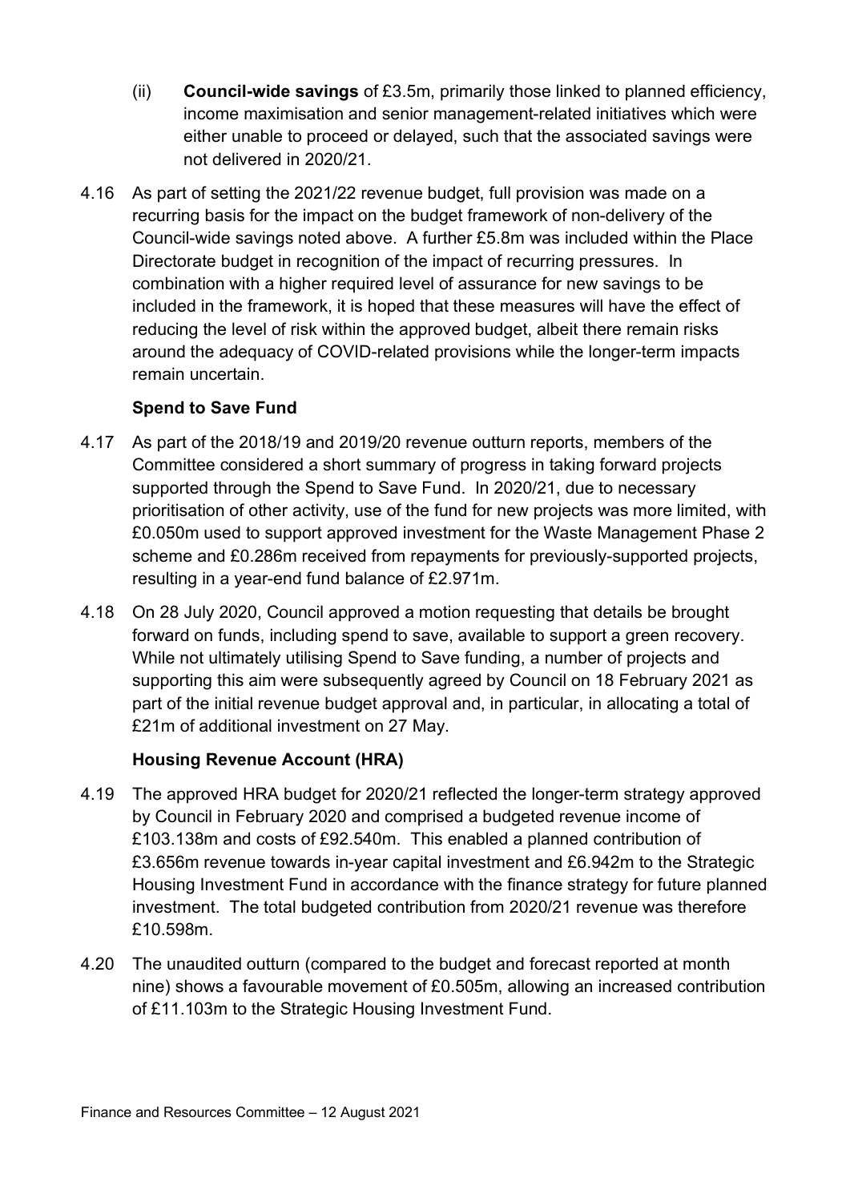(ii) **Council-wide savings** of £3.5m, primarily those linked to planned efficiency, income maximisation and senior management-related initiatives which were either unable to proceed or delayed, such that the associated savings were not delivered in 2020/21.

4.16 As part of setting the 2021/22 revenue budget, full provision was made on a recurring basis for the impact on the budget framework of non-delivery of the Council-wide savings noted above. A further £5.8m was included within the Place Directorate budget in recognition of the impact of recurring pressures. In combination with a higher required level of assurance for new savings to be included in the framework, it is hoped that these measures will have the effect of reducing the level of risk within the approved budget, albeit there remain risks around the adequacy of COVID-related provisions while the longer-term impacts remain uncertain.

**Spend to Save Fund**

4.17 As part of the 2018/19 and 2019/20 revenue outturn reports, members of the Committee considered a short summary of progress in taking forward projects supported through the Spend to Save Fund. In 2020/21, due to necessary prioritisation of other activity, use of the fund for new projects was more limited, with £0.050m used to support approved investment for the Waste Management Phase 2 scheme and £0.286m received from repayments for previously-supported projects, resulting in a year-end fund balance of £2.971m.

4.18 On 28 July 2020, Council approved a motion requesting that details be brought forward on funds, including spend to save, available to support a green recovery. While not ultimately utilising Spend to Save funding, a number of projects and supporting this aim were subsequently agreed by Council on 18 February 2021 as part of the initial revenue budget approval and, in particular, in allocating a total of £21m of additional investment on 27 May.

**Housing Revenue Account (HRA)**

4.19 The approved HRA budget for 2020/21 reflected the longer-term strategy approved by Council in February 2020 and comprised a budgeted revenue income of £103.138m and costs of £92.540m. This enabled a planned contribution of £3.656m revenue towards in-year capital investment and £6.942m to the Strategic Housing Investment Fund in accordance with the finance strategy for future planned investment. The total budgeted contribution from 2020/21 revenue was therefore £10.598m.

4.20 The unaudited outturn (compared to the budget and forecast reported at month nine) shows a favourable movement of £0.505m, allowing an increased contribution of £11.103m to the Strategic Housing Investment Fund.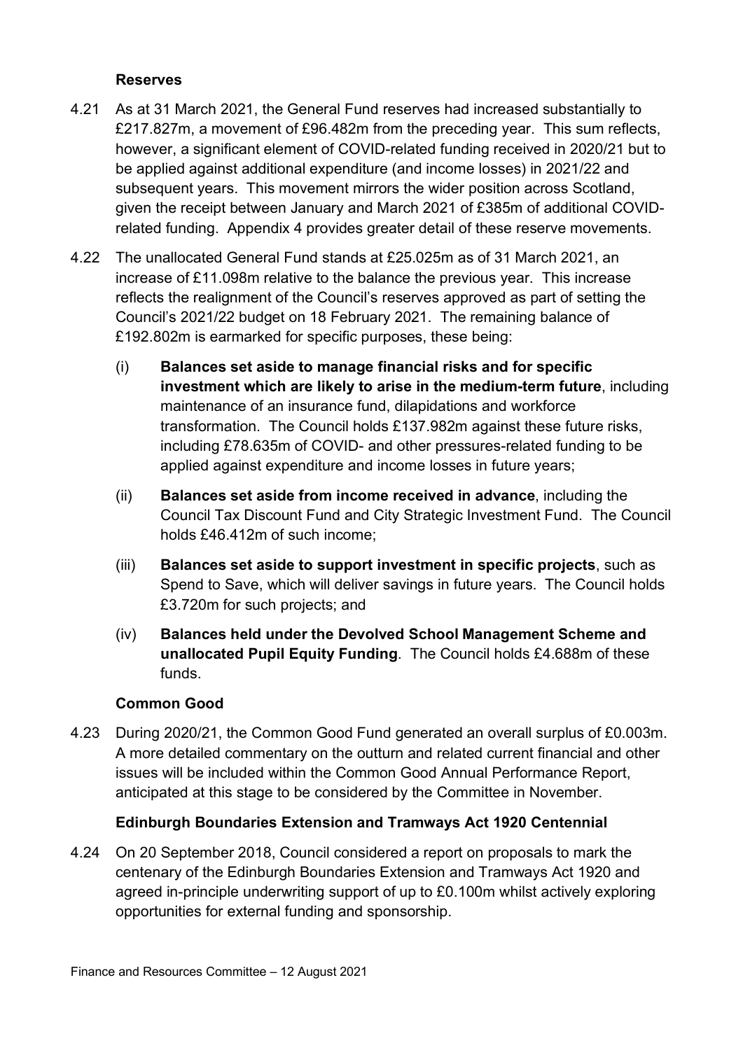### Reserves

4.21 As at 31 March 2021, the General Fund reserves had increased substantially to £217.827m, a movement of £96.482m from the preceding year. This sum reflects, however, a significant element of COVID-related funding received in 2020/21 but to be applied against additional expenditure (and income losses) in 2021/22 and subsequent years. This movement mirrors the wider position across Scotland, given the receipt between January and March 2021 of £385m of additional COVID-related funding. Appendix 4 provides greater detail of these reserve movements.

4.22 The unallocated General Fund stands at £25.025m as of 31 March 2021, an increase of £11.098m relative to the balance the previous year. This increase reflects the realignment of the Council's reserves approved as part of setting the Council's 2021/22 budget on 18 February 2021. The remaining balance of £192.802m is earmarked for specific purposes, these being:

(i) **Balances set aside to manage financial risks and for specific investment which are likely to arise in the medium-term future**, including maintenance of an insurance fund, dilapidations and workforce transformation. The Council holds £137.982m against these future risks, including £78.635m of COVID- and other pressures-related funding to be applied against expenditure and income losses in future years;

(ii) **Balances set aside from income received in advance**, including the Council Tax Discount Fund and City Strategic Investment Fund. The Council holds £46.412m of such income;

(iii) **Balances set aside to support investment in specific projects**, such as Spend to Save, which will deliver savings in future years. The Council holds £3.720m for such projects; and

(iv) **Balances held under the Devolved School Management Scheme and unallocated Pupil Equity Funding**. The Council holds £4.688m of these funds.

### Common Good

4.23 During 2020/21, the Common Good Fund generated an overall surplus of £0.003m. A more detailed commentary on the outturn and related current financial and other issues will be included within the Common Good Annual Performance Report, anticipated at this stage to be considered by the Committee in November.

### Edinburgh Boundaries Extension and Tramways Act 1920 Centennial

4.24 On 20 September 2018, Council considered a report on proposals to mark the centenary of the Edinburgh Boundaries Extension and Tramways Act 1920 and agreed in-principle underwriting support of up to £0.100m whilst actively exploring opportunities for external funding and sponsorship.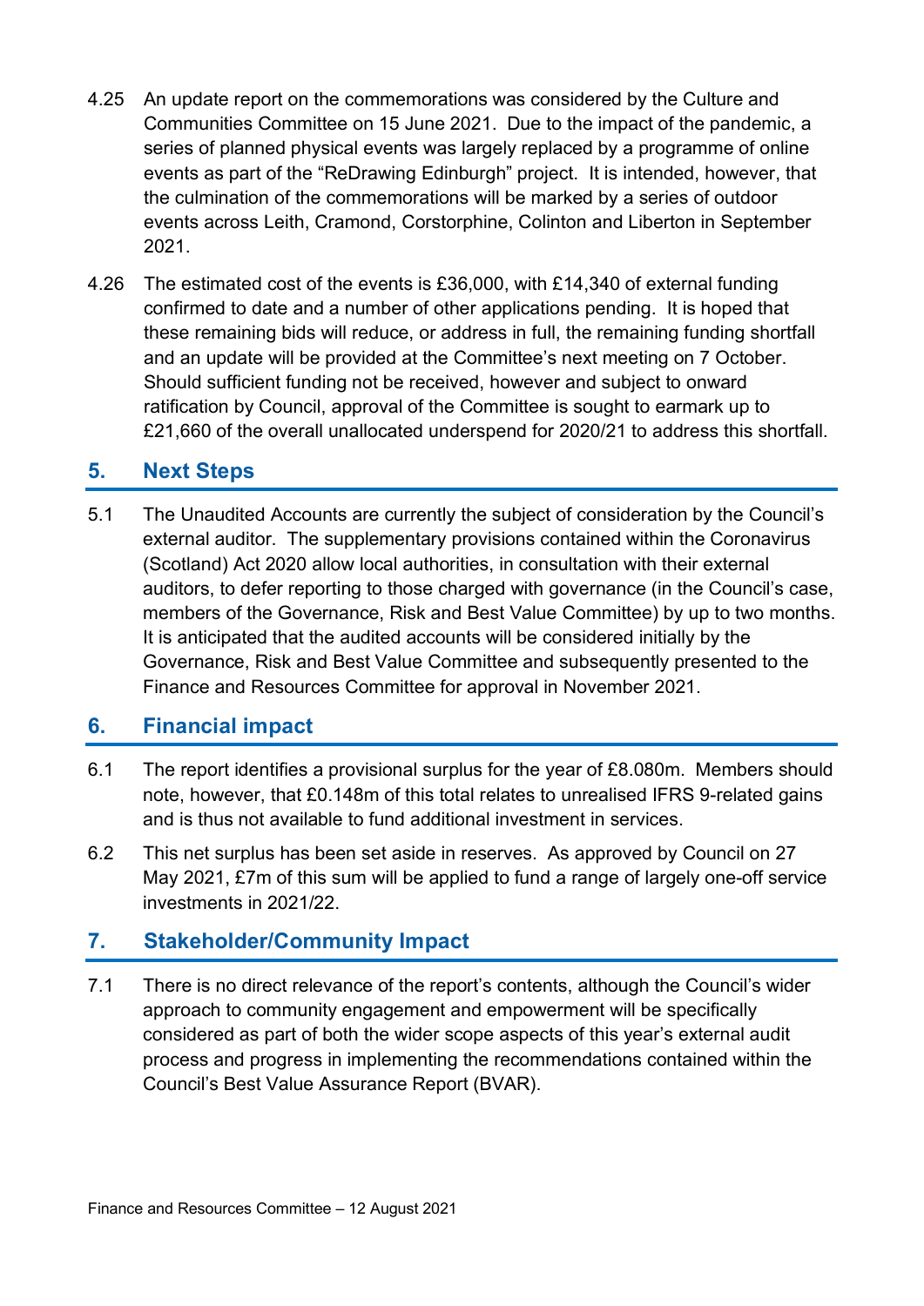4.25 An update report on the commemorations was considered by the Culture and Communities Committee on 15 June 2021. Due to the impact of the pandemic, a series of planned physical events was largely replaced by a programme of online events as part of the "ReDrawing Edinburgh" project. It is intended, however, that the culmination of the commemorations will be marked by a series of outdoor events across Leith, Cramond, Corstorphine, Colinton and Liberton in September 2021.

4.26 The estimated cost of the events is £36,000, with £14,340 of external funding confirmed to date and a number of other applications pending. It is hoped that these remaining bids will reduce, or address in full, the remaining funding shortfall and an update will be provided at the Committee's next meeting on 7 October. Should sufficient funding not be received, however and subject to onward ratification by Council, approval of the Committee is sought to earmark up to £21,660 of the overall unallocated underspend for 2020/21 to address this shortfall.

## 5. Next Steps

5.1 The Unaudited Accounts are currently the subject of consideration by the Council's external auditor. The supplementary provisions contained within the Coronavirus (Scotland) Act 2020 allow local authorities, in consultation with their external auditors, to defer reporting to those charged with governance (in the Council's case, members of the Governance, Risk and Best Value Committee) by up to two months. It is anticipated that the audited accounts will be considered initially by the Governance, Risk and Best Value Committee and subsequently presented to the Finance and Resources Committee for approval in November 2021.

## 6. Financial impact

6.1 The report identifies a provisional surplus for the year of £8.080m. Members should note, however, that £0.148m of this total relates to unrealised IFRS 9-related gains and is thus not available to fund additional investment in services.

6.2 This net surplus has been set aside in reserves. As approved by Council on 27 May 2021, £7m of this sum will be applied to fund a range of largely one-off service investments in 2021/22.

## 7. Stakeholder/Community Impact

7.1 There is no direct relevance of the report's contents, although the Council's wider approach to community engagement and empowerment will be specifically considered as part of both the wider scope aspects of this year's external audit process and progress in implementing the recommendations contained within the Council's Best Value Assurance Report (BVAR).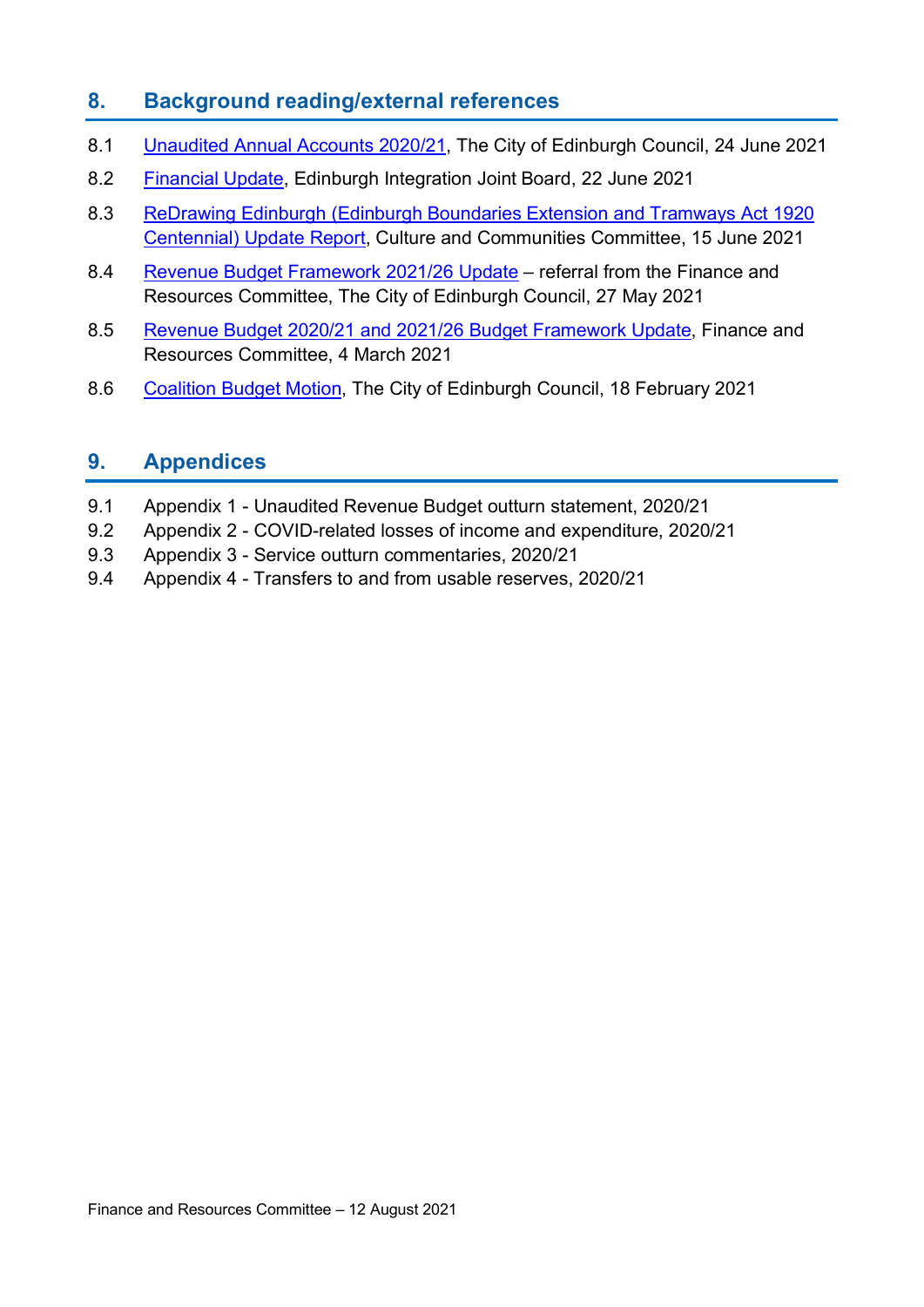## 8. Background reading/external references

8.1 Unaudited Annual Accounts 2020/21, The City of Edinburgh Council, 24 June 2021

8.2 Financial Update, Edinburgh Integration Joint Board, 22 June 2021

8.3 ReDrawing Edinburgh (Edinburgh Boundaries Extension and Tramways Act 1920 Centennial) Update Report, Culture and Communities Committee, 15 June 2021

8.4 Revenue Budget Framework 2021/26 Update – referral from the Finance and Resources Committee, The City of Edinburgh Council, 27 May 2021

8.5 Revenue Budget 2020/21 and 2021/26 Budget Framework Update, Finance and Resources Committee, 4 March 2021

8.6 Coalition Budget Motion, The City of Edinburgh Council, 18 February 2021

## 9. Appendices

9.1 Appendix 1 - Unaudited Revenue Budget outturn statement, 2020/21

9.2 Appendix 2 - COVID-related losses of income and expenditure, 2020/21

9.3 Appendix 3 - Service outturn commentaries, 2020/21

9.4 Appendix 4 - Transfers to and from usable reserves, 2020/21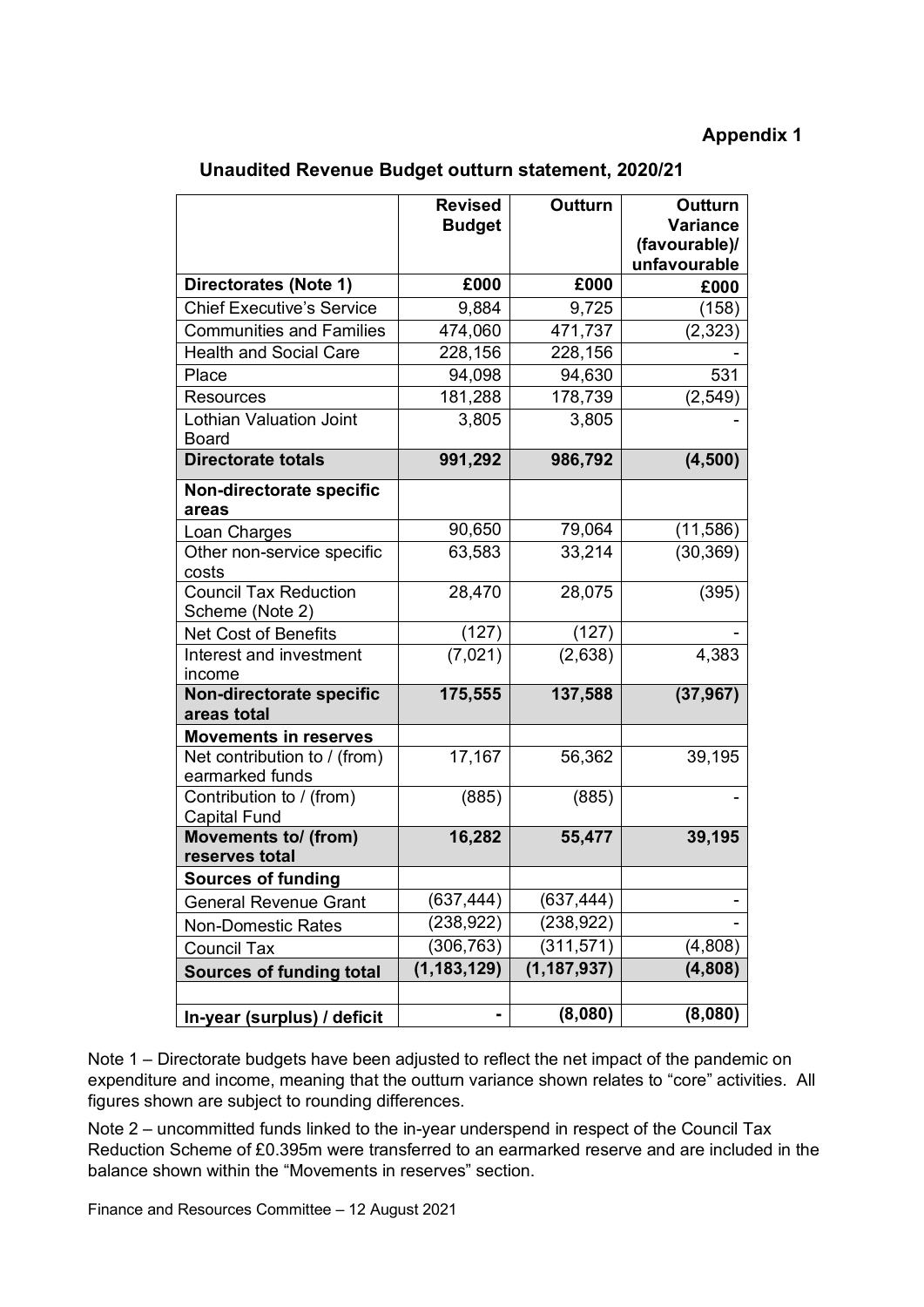**Appendix 1**

**Unaudited Revenue Budget outturn statement, 2020/21**

| | Revised Budget | Outturn | Outturn Variance (favourable)/ unfavourable |
|---|---|---|---|
| **Directorates (Note 1)** | **£000** | **£000** | **£000** |
| Chief Executive's Service | 9,884 | 9,725 | (158) |
| Communities and Families | 474,060 | 471,737 | (2,323) |
| Health and Social Care | 228,156 | 228,156 | - |
| Place | 94,098 | 94,630 | 531 |
| Resources | 181,288 | 178,739 | (2,549) |
| Lothian Valuation Joint Board | 3,805 | 3,805 | - |
| **Directorate totals** | **991,292** | **986,792** | **(4,500)** |
| **Non-directorate specific areas** | | | |
| Loan Charges | 90,650 | 79,064 | (11,586) |
| Other non-service specific costs | 63,583 | 33,214 | (30,369) |
| Council Tax Reduction Scheme (Note 2) | 28,470 | 28,075 | (395) |
| Net Cost of Benefits | (127) | (127) | - |
| Interest and investment income | (7,021) | (2,638) | 4,383 |
| **Non-directorate specific areas total** | **175,555** | **137,588** | **(37,967)** |
| **Movements in reserves** | | | |
| Net contribution to / (from) earmarked funds | 17,167 | 56,362 | 39,195 |
| Contribution to / (from) Capital Fund | (885) | (885) | - |
| **Movements to/ (from) reserves total** | **16,282** | **55,477** | **39,195** |
| **Sources of funding** | | | |
| General Revenue Grant | (637,444) | (637,444) | - |
| Non-Domestic Rates | (238,922) | (238,922) | - |
| Council Tax | (306,763) | (311,571) | (4,808) |
| **Sources of funding total** | **(1,183,129)** | **(1,187,937)** | **(4,808)** |
| | | | |
| **In-year (surplus) / deficit** | **-** | **(8,080)** | **(8,080)** |

Note 1 – Directorate budgets have been adjusted to reflect the net impact of the pandemic on expenditure and income, meaning that the outturn variance shown relates to "core" activities. All figures shown are subject to rounding differences.

Note 2 – uncommitted funds linked to the in-year underspend in respect of the Council Tax Reduction Scheme of £0.395m were transferred to an earmarked reserve and are included in the balance shown within the "Movements in reserves" section.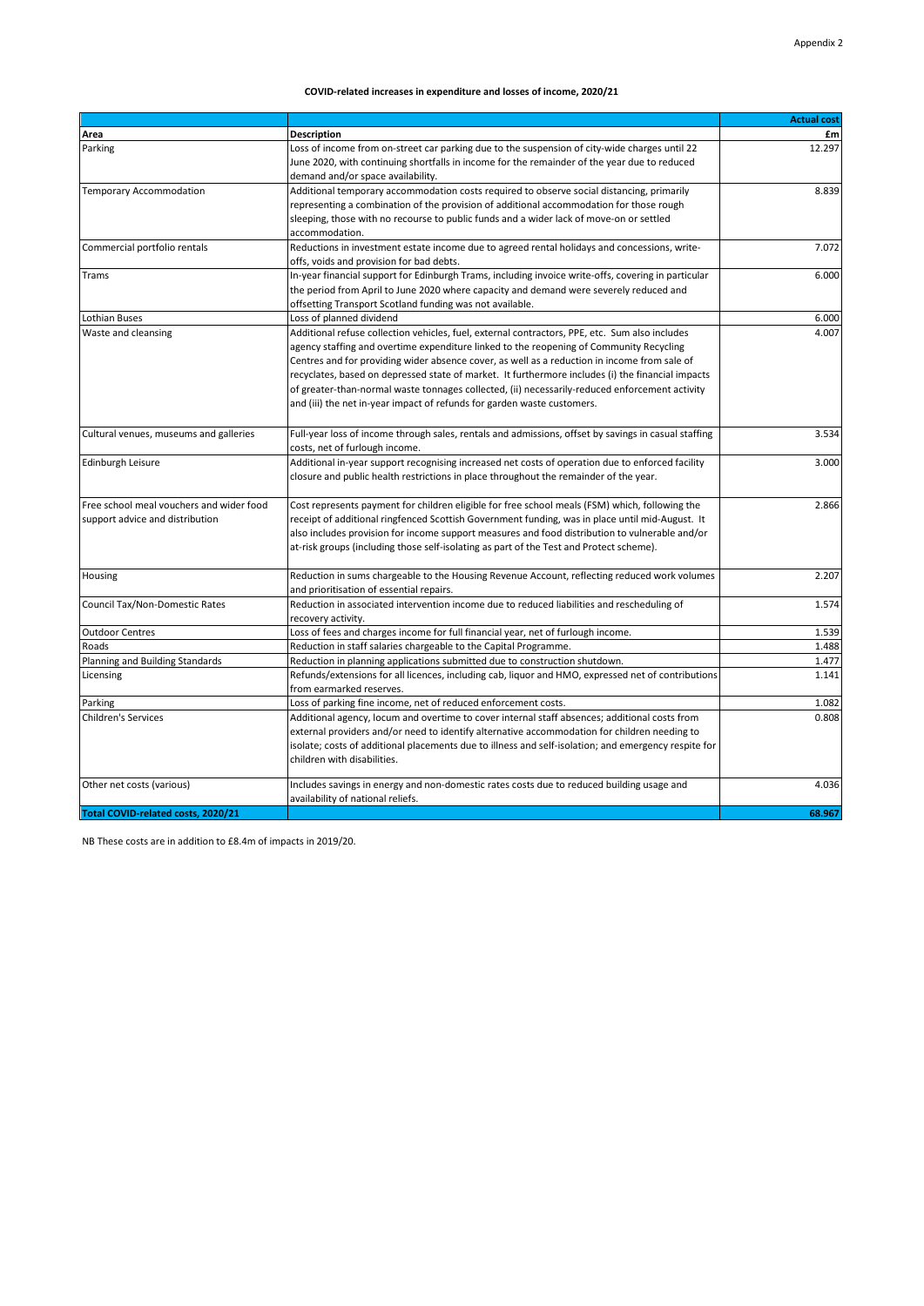Appendix 2

## COVID-related increases in expenditure and losses of income, 2020/21

| Area | Description | Actual cost £m |
|---|---|---|
| Parking | Loss of income from on-street car parking due to the suspension of city-wide charges until 22 June 2020, with continuing shortfalls in income for the remainder of the year due to reduced demand and/or space availability. | 12.297 |
| Temporary Accommodation | Additional temporary accommodation costs required to observe social distancing, primarily representing a combination of the provision of additional accommodation for those rough sleeping, those with no recourse to public funds and a wider lack of move-on or settled accommodation. | 8.839 |
| Commercial portfolio rentals | Reductions in investment estate income due to agreed rental holidays and concessions, write-offs, voids and provision for bad debts. | 7.072 |
| Trams | In-year financial support for Edinburgh Trams, including invoice write-offs, covering in particular the period from April to June 2020 where capacity and demand were severely reduced and offsetting Transport Scotland funding was not available. | 6.000 |
| Lothian Buses | Loss of planned dividend | 6.000 |
| Waste and cleansing | Additional refuse collection vehicles, fuel, external contractors, PPE, etc. Sum also includes agency staffing and overtime expenditure linked to the reopening of Community Recycling Centres and for providing wider absence cover, as well as a reduction in income from sale of recyclates, based on depressed state of market. It furthermore includes (i) the financial impacts of greater-than-normal waste tonnages collected, (ii) necessarily-reduced enforcement activity and (iii) the net in-year impact of refunds for garden waste customers. | 4.007 |
| Cultural venues, museums and galleries | Full-year loss of income through sales, rentals and admissions, offset by savings in casual staffing costs, net of furlough income. | 3.534 |
| Edinburgh Leisure | Additional in-year support recognising increased net costs of operation due to enforced facility closure and public health restrictions in place throughout the remainder of the year. | 3.000 |
| Free school meal vouchers and wider food support advice and distribution | Cost represents payment for children eligible for free school meals (FSM) which, following the receipt of additional ringfenced Scottish Government funding, was in place until mid-August. It also includes provision for income support measures and food distribution to vulnerable and/or at-risk groups (including those self-isolating as part of the Test and Protect scheme). | 2.866 |
| Housing | Reduction in sums chargeable to the Housing Revenue Account, reflecting reduced work volumes and prioritisation of essential repairs. | 2.207 |
| Council Tax/Non-Domestic Rates | Reduction in associated intervention income due to reduced liabilities and rescheduling of recovery activity. | 1.574 |
| Outdoor Centres | Loss of fees and charges income for full financial year, net of furlough income. | 1.539 |
| Roads | Reduction in staff salaries chargeable to the Capital Programme. | 1.488 |
| Planning and Building Standards | Reduction in planning applications submitted due to construction shutdown. | 1.477 |
| Licensing | Refunds/extensions for all licences, including cab, liquor and HMO, expressed net of contributions from earmarked reserves. | 1.141 |
| Parking | Loss of parking fine income, net of reduced enforcement costs. | 1.082 |
| Children's Services | Additional agency, locum and overtime to cover internal staff absences; additional costs from external providers and/or need to identify alternative accommodation for children needing to isolate; costs of additional placements due to illness and self-isolation; and emergency respite for children with disabilities. | 0.808 |
| Other net costs (various) | Includes savings in energy and non-domestic rates costs due to reduced building usage and availability of national reliefs. | 4.036 |
| **Total COVID-related costs, 2020/21** | | **68.967** |

NB These costs are in addition to £8.4m of impacts in 2019/20.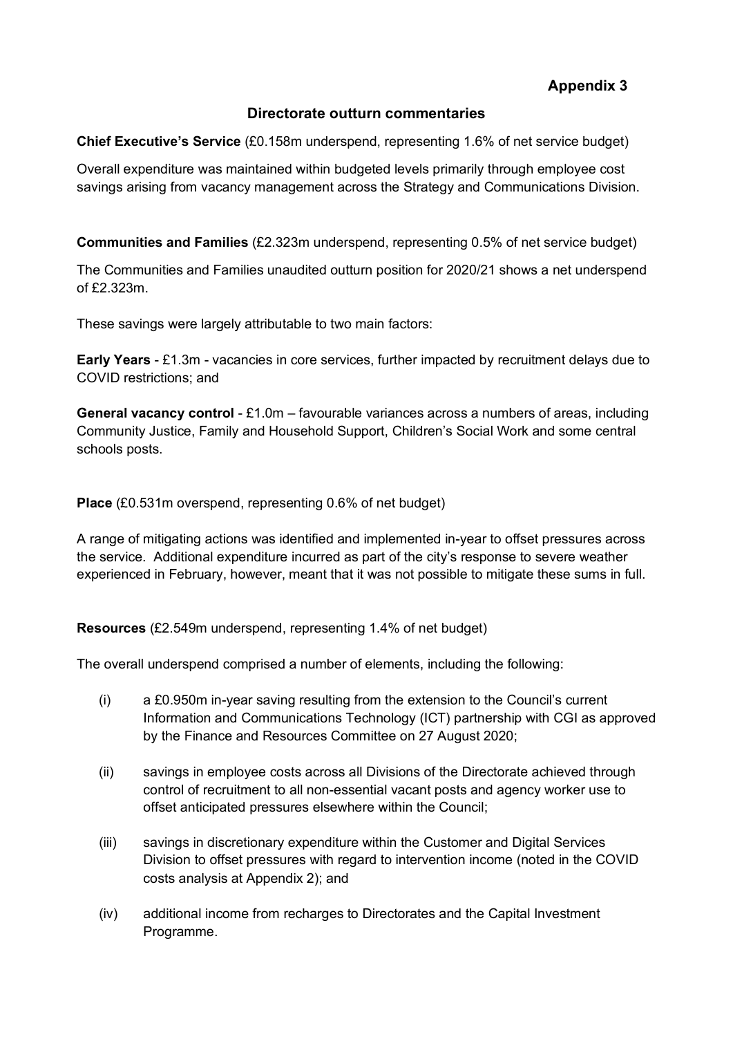**Appendix 3**

## Directorate outturn commentaries

**Chief Executive's Service** (£0.158m underspend, representing 1.6% of net service budget)

Overall expenditure was maintained within budgeted levels primarily through employee cost savings arising from vacancy management across the Strategy and Communications Division.

**Communities and Families** (£2.323m underspend, representing 0.5% of net service budget)

The Communities and Families unaudited outturn position for 2020/21 shows a net underspend of £2.323m.

These savings were largely attributable to two main factors:

**Early Years** - £1.3m - vacancies in core services, further impacted by recruitment delays due to COVID restrictions; and

**General vacancy control** - £1.0m – favourable variances across a numbers of areas, including Community Justice, Family and Household Support, Children's Social Work and some central schools posts.

**Place** (£0.531m overspend, representing 0.6% of net budget)

A range of mitigating actions was identified and implemented in-year to offset pressures across the service. Additional expenditure incurred as part of the city's response to severe weather experienced in February, however, meant that it was not possible to mitigate these sums in full.

**Resources** (£2.549m underspend, representing 1.4% of net budget)

The overall underspend comprised a number of elements, including the following:

(i) a £0.950m in-year saving resulting from the extension to the Council's current Information and Communications Technology (ICT) partnership with CGI as approved by the Finance and Resources Committee on 27 August 2020;

(ii) savings in employee costs across all Divisions of the Directorate achieved through control of recruitment to all non-essential vacant posts and agency worker use to offset anticipated pressures elsewhere within the Council;

(iii) savings in discretionary expenditure within the Customer and Digital Services Division to offset pressures with regard to intervention income (noted in the COVID costs analysis at Appendix 2); and

(iv) additional income from recharges to Directorates and the Capital Investment Programme.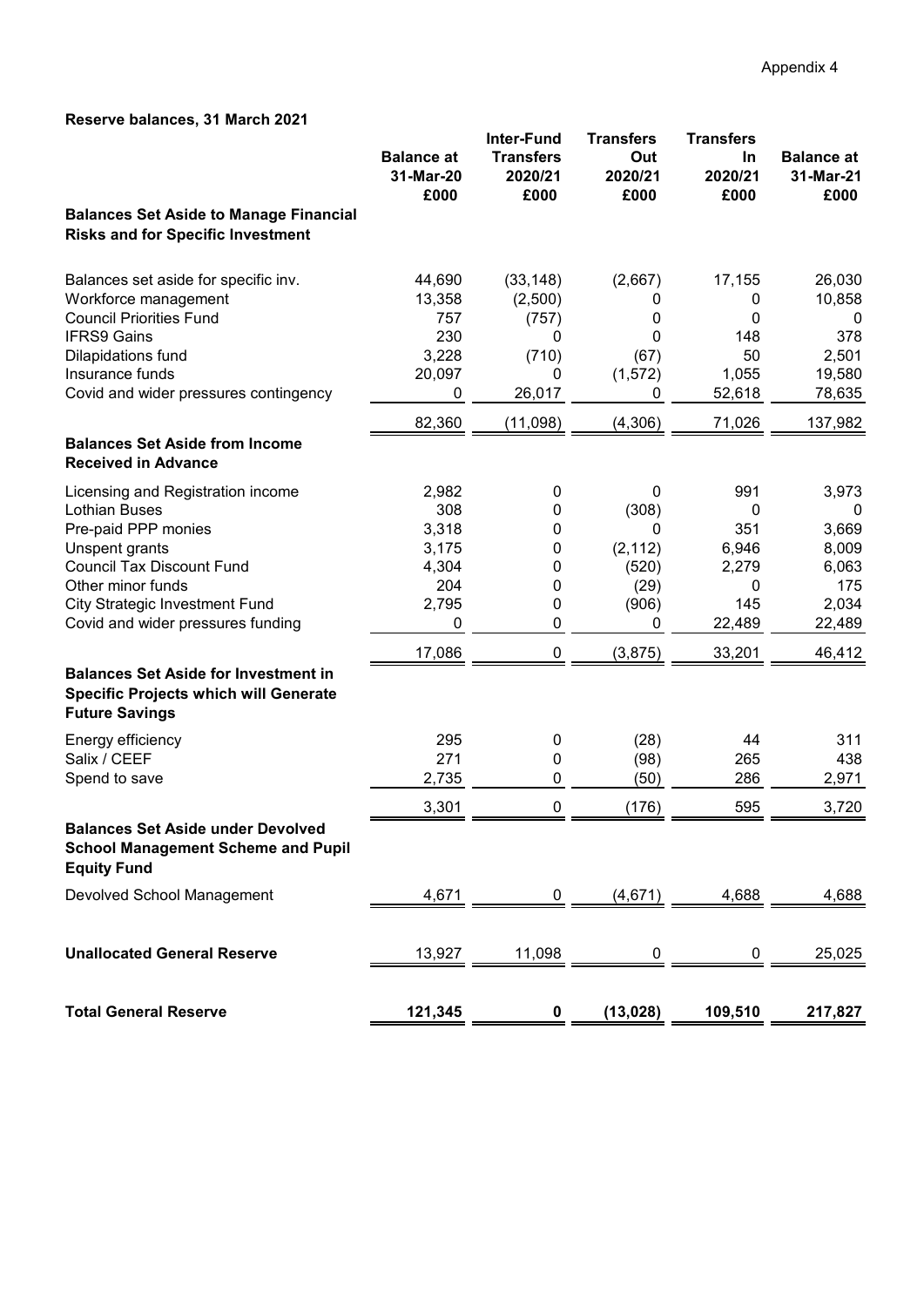Appendix 4

**Reserve balances, 31 March 2021**

| | Balance at 31-Mar-20 £000 | Inter-Fund Transfers 2020/21 £000 | Transfers Out 2020/21 £000 | Transfers In 2020/21 £000 | Balance at 31-Mar-21 £000 |
|---|---|---|---|---|---|
| **Balances Set Aside to Manage Financial Risks and for Specific Investment** | | | | | |
| Balances set aside for specific inv. | 44,690 | (33,148) | (2,667) | 17,155 | 26,030 |
| Workforce management | 13,358 | (2,500) | 0 | 0 | 10,858 |
| Council Priorities Fund | 757 | (757) | 0 | 0 | 0 |
| IFRS9 Gains | 230 | 0 | 0 | 148 | 378 |
| Dilapidations fund | 3,228 | (710) | (67) | 50 | 2,501 |
| Insurance funds | 20,097 | 0 | (1,572) | 1,055 | 19,580 |
| Covid and wider pressures contingency | 0 | 26,017 | 0 | 52,618 | 78,635 |
| | 82,360 | (11,098) | (4,306) | 71,026 | 137,982 |
| **Balances Set Aside from Income Received in Advance** | | | | | |
| Licensing and Registration income | 2,982 | 0 | 0 | 991 | 3,973 |
| Lothian Buses | 308 | 0 | (308) | 0 | 0 |
| Pre-paid PPP monies | 3,318 | 0 | 0 | 351 | 3,669 |
| Unspent grants | 3,175 | 0 | (2,112) | 6,946 | 8,009 |
| Council Tax Discount Fund | 4,304 | 0 | (520) | 2,279 | 6,063 |
| Other minor funds | 204 | 0 | (29) | 0 | 175 |
| City Strategic Investment Fund | 2,795 | 0 | (906) | 145 | 2,034 |
| Covid and wider pressures funding | 0 | 0 | 0 | 22,489 | 22,489 |
| | 17,086 | 0 | (3,875) | 33,201 | 46,412 |
| **Balances Set Aside for Investment in Specific Projects which will Generate Future Savings** | | | | | |
| Energy efficiency | 295 | 0 | (28) | 44 | 311 |
| Salix / CEEF | 271 | 0 | (98) | 265 | 438 |
| Spend to save | 2,735 | 0 | (50) | 286 | 2,971 |
| | 3,301 | 0 | (176) | 595 | 3,720 |
| **Balances Set Aside under Devolved School Management Scheme and Pupil Equity Fund** | | | | | |
| Devolved School Management | 4,671 | 0 | (4,671) | 4,688 | 4,688 |
| **Unallocated General Reserve** | 13,927 | 11,098 | 0 | 0 | 25,025 |
| **Total General Reserve** | **121,345** | **0** | **(13,028)** | **109,510** | **217,827** |